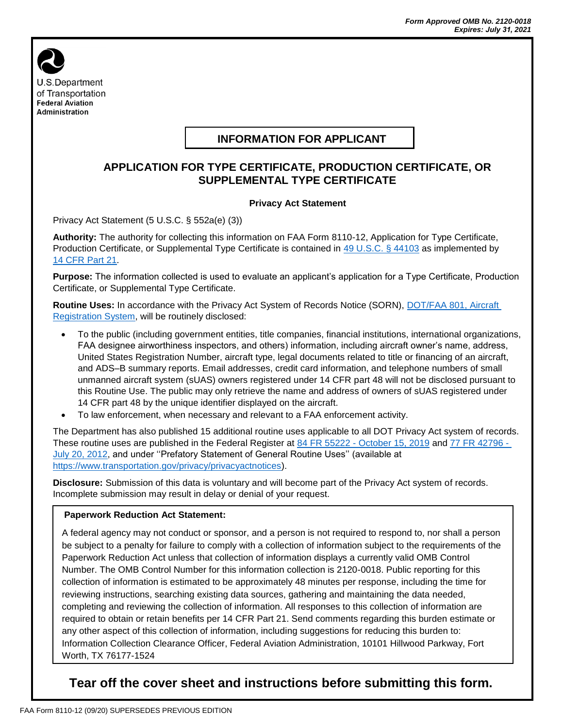*Form Approved OMB No. 2120-0018*
*Expires: July 31, 2021*

U.S.Department of Transportation
**Federal Aviation Administration**

# INFORMATION FOR APPLICANT

## APPLICATION FOR TYPE CERTIFICATE, PRODUCTION CERTIFICATE, OR SUPPLEMENTAL TYPE CERTIFICATE

### Privacy Act Statement

Privacy Act Statement (5 U.S.C. § 552a(e) (3))

**Authority:** The authority for collecting this information on FAA Form 8110-12, Application for Type Certificate, Production Certificate, or Supplemental Type Certificate is contained in 49 U.S.C. § 44103 as implemented by 14 CFR Part 21.

**Purpose:** The information collected is used to evaluate an applicant's application for a Type Certificate, Production Certificate, or Supplemental Type Certificate.

**Routine Uses:** In accordance with the Privacy Act System of Records Notice (SORN), DOT/FAA 801, Aircraft Registration System, will be routinely disclosed:

- To the public (including government entities, title companies, financial institutions, international organizations, FAA designee airworthiness inspectors, and others) information, including aircraft owner's name, address, United States Registration Number, aircraft type, legal documents related to title or financing of an aircraft, and ADS–B summary reports. Email addresses, credit card information, and telephone numbers of small unmanned aircraft system (sUAS) owners registered under 14 CFR part 48 will not be disclosed pursuant to this Routine Use. The public may only retrieve the name and address of owners of sUAS registered under 14 CFR part 48 by the unique identifier displayed on the aircraft.
- To law enforcement, when necessary and relevant to a FAA enforcement activity.

The Department has also published 15 additional routine uses applicable to all DOT Privacy Act system of records. These routine uses are published in the Federal Register at 84 FR 55222 - October 15, 2019 and 77 FR 42796 - July 20, 2012, and under ''Prefatory Statement of General Routine Uses'' (available at https://www.transportation.gov/privacy/privacyactnotices).

**Disclosure:** Submission of this data is voluntary and will become part of the Privacy Act system of records. Incomplete submission may result in delay or denial of your request.

**Paperwork Reduction Act Statement:**

A federal agency may not conduct or sponsor, and a person is not required to respond to, nor shall a person be subject to a penalty for failure to comply with a collection of information subject to the requirements of the Paperwork Reduction Act unless that collection of information displays a currently valid OMB Control Number. The OMB Control Number for this information collection is 2120-0018. Public reporting for this collection of information is estimated to be approximately 48 minutes per response, including the time for reviewing instructions, searching existing data sources, gathering and maintaining the data needed, completing and reviewing the collection of information. All responses to this collection of information are required to obtain or retain benefits per 14 CFR Part 21. Send comments regarding this burden estimate or any other aspect of this collection of information, including suggestions for reducing this burden to: Information Collection Clearance Officer, Federal Aviation Administration, 10101 Hillwood Parkway, Fort Worth, TX 76177-1524

**Tear off the cover sheet and instructions before submitting this form.**

FAA Form 8110-12 (09/20) SUPERSEDES PREVIOUS EDITION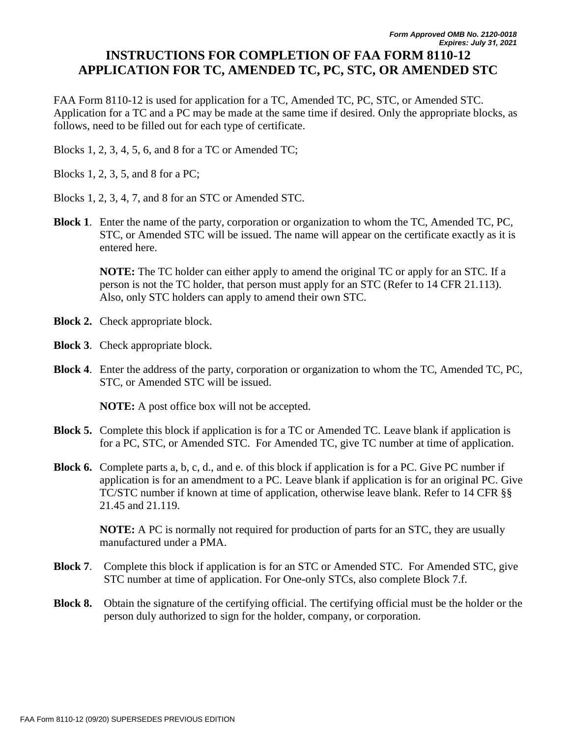*Form Approved OMB No. 2120-0018*
*Expires: July 31, 2021*

# INSTRUCTIONS FOR COMPLETION OF FAA FORM 8110-12 APPLICATION FOR TC, AMENDED TC, PC, STC, OR AMENDED STC

FAA Form 8110-12 is used for application for a TC, Amended TC, PC, STC, or Amended STC. Application for a TC and a PC may be made at the same time if desired. Only the appropriate blocks, as follows, need to be filled out for each type of certificate.

Blocks 1, 2, 3, 4, 5, 6, and 8 for a TC or Amended TC;

Blocks 1, 2, 3, 5, and 8 for a PC;

Blocks 1, 2, 3, 4, 7, and 8 for an STC or Amended STC.

**Block 1**. Enter the name of the party, corporation or organization to whom the TC, Amended TC, PC, STC, or Amended STC will be issued. The name will appear on the certificate exactly as it is entered here.

> **NOTE:** The TC holder can either apply to amend the original TC or apply for an STC. If a person is not the TC holder, that person must apply for an STC (Refer to 14 CFR 21.113). Also, only STC holders can apply to amend their own STC.

**Block 2.** Check appropriate block.

**Block 3**. Check appropriate block.

**Block 4**. Enter the address of the party, corporation or organization to whom the TC, Amended TC, PC, STC, or Amended STC will be issued.

> **NOTE:** A post office box will not be accepted.

**Block 5.** Complete this block if application is for a TC or Amended TC. Leave blank if application is for a PC, STC, or Amended STC. For Amended TC, give TC number at time of application.

**Block 6.** Complete parts a, b, c, d., and e. of this block if application is for a PC. Give PC number if application is for an amendment to a PC. Leave blank if application is for an original PC. Give TC/STC number if known at time of application, otherwise leave blank. Refer to 14 CFR §§ 21.45 and 21.119.

> **NOTE:** A PC is normally not required for production of parts for an STC, they are usually manufactured under a PMA.

**Block 7**. Complete this block if application is for an STC or Amended STC. For Amended STC, give STC number at time of application. For One-only STCs, also complete Block 7.f.

**Block 8.** Obtain the signature of the certifying official. The certifying official must be the holder or the person duly authorized to sign for the holder, company, or corporation.

FAA Form 8110-12 (09/20) SUPERSEDES PREVIOUS EDITION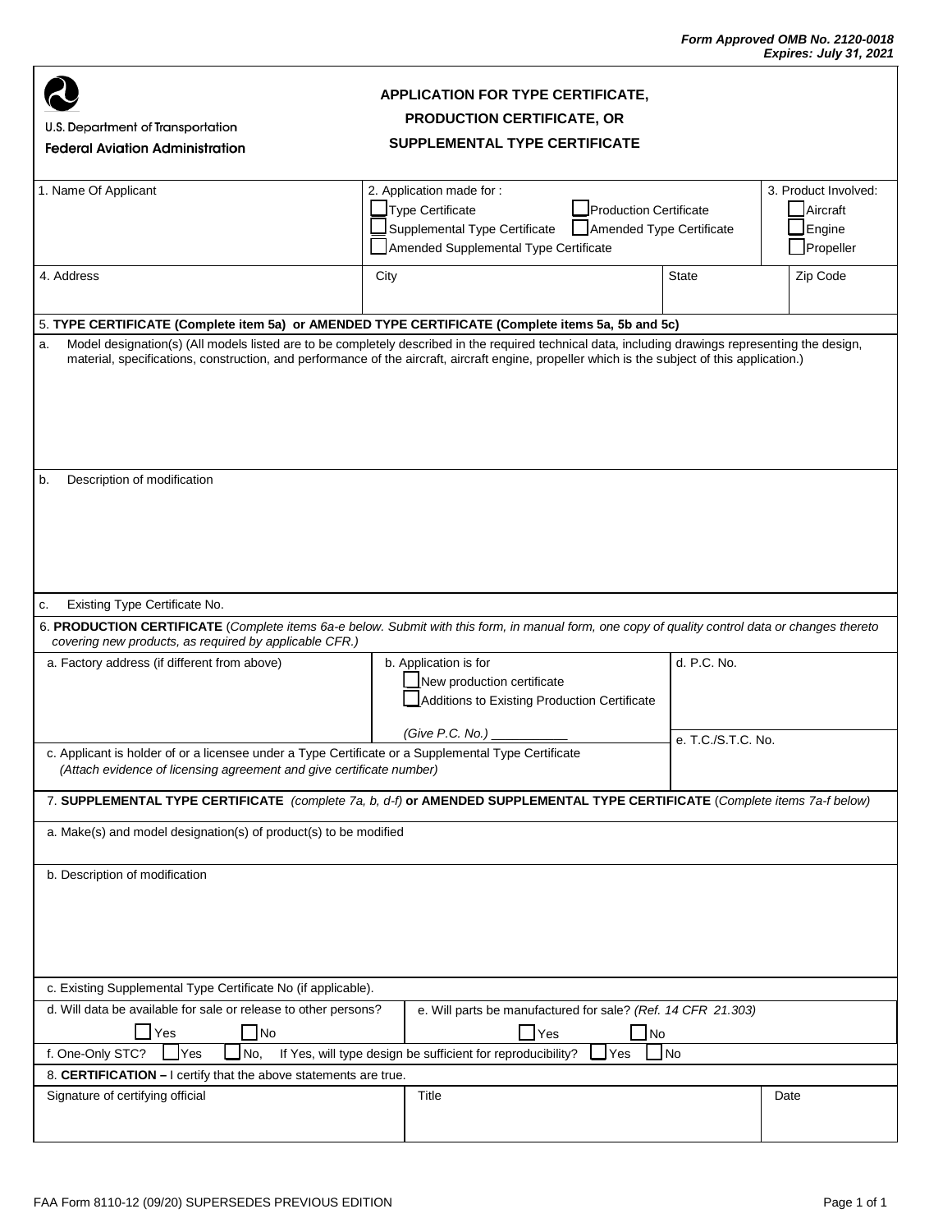*Form Approved OMB No. 2120-0018*
*Expires: July 31, 2021*

U.S. Department of Transportation
Federal Aviation Administration

# APPLICATION FOR TYPE CERTIFICATE, PRODUCTION CERTIFICATE, OR SUPPLEMENTAL TYPE CERTIFICATE

| 1. Name Of Applicant | 2. Application made for : | | 3. Product Involved: |
|---|---|---|---|
| | ☐ Type Certificate ☐ Production Certificate ☐ Supplemental Type Certificate ☐ Amended Type Certificate ☐ Amended Supplemental Type Certificate | | ☐ Aircraft ☐ Engine ☐ Propeller |
| 4. Address | City | State | Zip Code |

**5. TYPE CERTIFICATE (Complete item 5a) or AMENDED TYPE CERTIFICATE (Complete items 5a, 5b and 5c)**

a. Model designation(s) (All models listed are to be completely described in the required technical data, including drawings representing the design, material, specifications, construction, and performance of the aircraft, aircraft engine, propeller which is the subject of this application.)

b. Description of modification

c. Existing Type Certificate No.

6. **PRODUCTION CERTIFICATE** (*Complete items 6a-e below. Submit with this form, in manual form, one copy of quality control data or changes thereto covering new products, as required by applicable CFR.)*

| a. Factory address (if different from above) | b. Application is for | d. P.C. No. |
|---|---|---|
| | ☐ New production certificate ☐ Additions to Existing Production Certificate *(Give P.C. No.)* ___________ | e. T.C./S.T.C. No. |
| c. Applicant is holder of or a licensee under a Type Certificate or a Supplemental Type Certificate *(Attach evidence of licensing agreement and give certificate number)* | | |

7. **SUPPLEMENTAL TYPE CERTIFICATE** *(complete 7a, b, d-f)* **or AMENDED SUPPLEMENTAL TYPE CERTIFICATE** (*Complete items 7a-f below)*

a. Make(s) and model designation(s) of product(s) to be modified

b. Description of modification

c. Existing Supplemental Type Certificate No (if applicable).

| d. Will data be available for sale or release to other persons? | e. Will parts be manufactured for sale? *(Ref. 14 CFR 21.303)* |
|---|---|
| ☐ Yes ☐ No | ☐ Yes ☐ No |

f. One-Only STC? ☐ Yes ☐ No, If Yes, will type design be sufficient for reproducibility? ☐ Yes ☐ No

8. **CERTIFICATION –** I certify that the above statements are true.

| Signature of certifying official | Title | Date |
|---|---|---|
| | | |

FAA Form 8110-12 (09/20) SUPERSEDES PREVIOUS EDITION